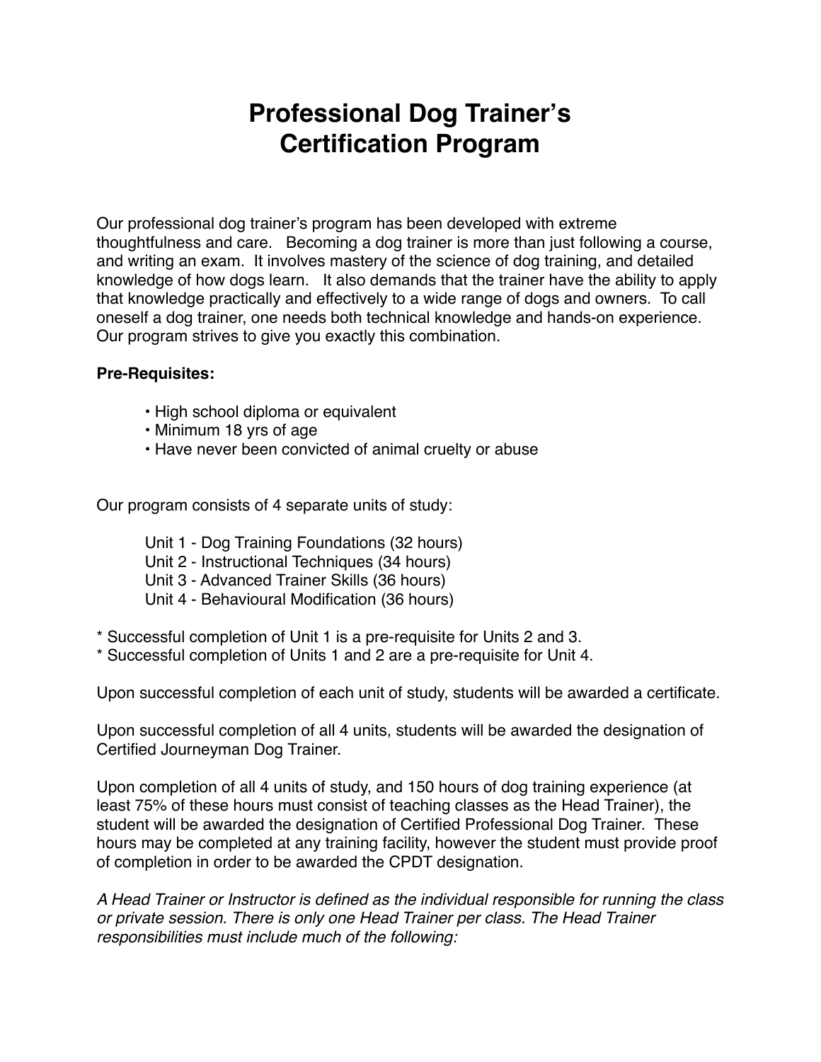# Professional Dog Trainer's Certification Program

Our professional dog trainer's program has been developed with extreme thoughtfulness and care. Becoming a dog trainer is more than just following a course, and writing an exam. It involves mastery of the science of dog training, and detailed knowledge of how dogs learn. It also demands that the trainer have the ability to apply that knowledge practically and effectively to a wide range of dogs and owners. To call oneself a dog trainer, one needs both technical knowledge and hands-on experience. Our program strives to give you exactly this combination.

**Pre-Requisites:**

- High school diploma or equivalent
- Minimum 18 yrs of age
- Have never been convicted of animal cruelty or abuse

Our program consists of 4 separate units of study:

Unit 1 - Dog Training Foundations (32 hours)
Unit 2 - Instructional Techniques (34 hours)
Unit 3 - Advanced Trainer Skills (36 hours)
Unit 4 - Behavioural Modification (36 hours)

* Successful completion of Unit 1 is a pre-requisite for Units 2 and 3.
* Successful completion of Units 1 and 2 are a pre-requisite for Unit 4.

Upon successful completion of each unit of study, students will be awarded a certificate.

Upon successful completion of all 4 units, students will be awarded the designation of Certified Journeyman Dog Trainer.

Upon completion of all 4 units of study, and 150 hours of dog training experience (at least 75% of these hours must consist of teaching classes as the Head Trainer), the student will be awarded the designation of Certified Professional Dog Trainer. These hours may be completed at any training facility, however the student must provide proof of completion in order to be awarded the CPDT designation.

*A Head Trainer or Instructor is defined as the individual responsible for running the class or private session. There is only one Head Trainer per class. The Head Trainer responsibilities must include much of the following:*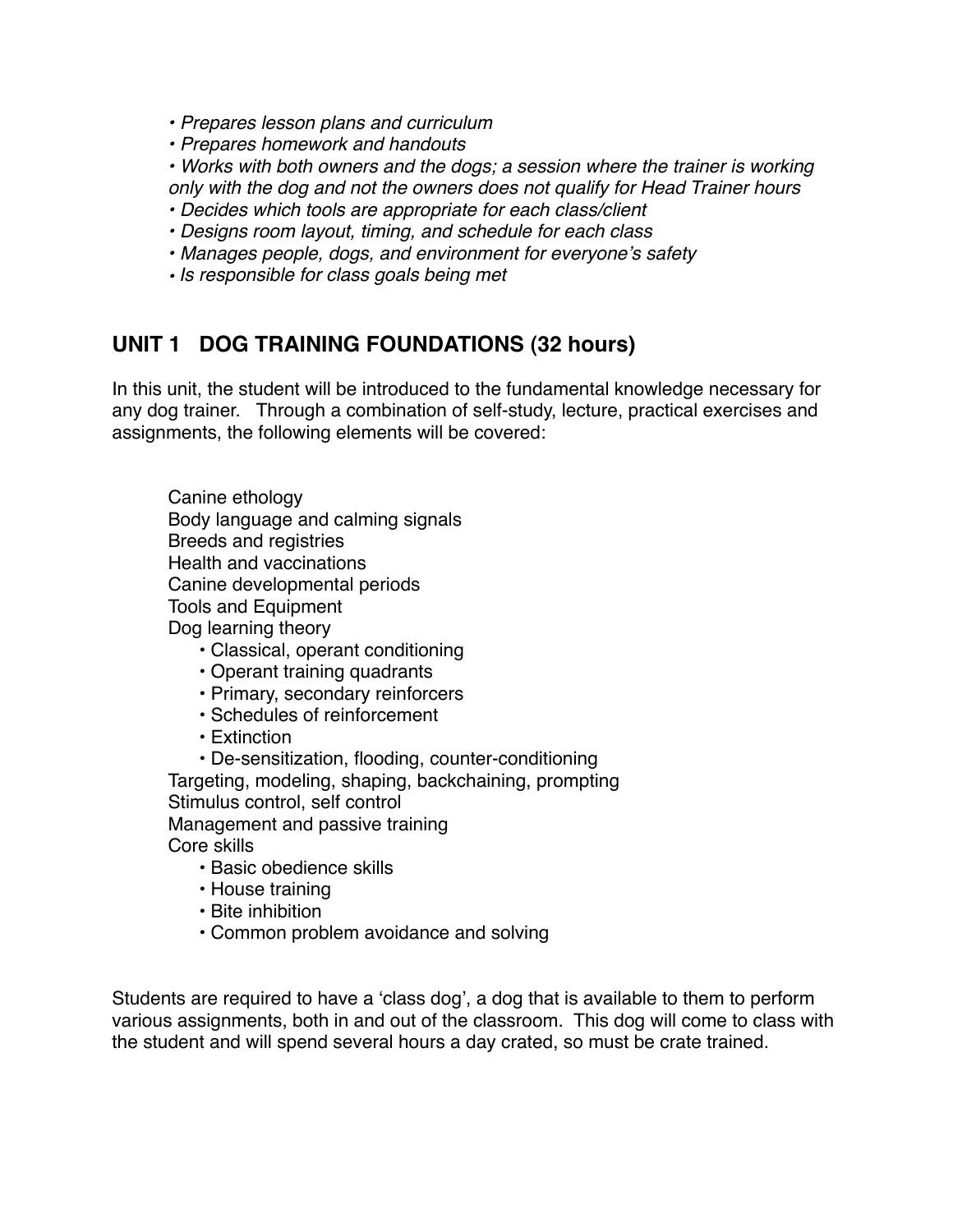- *Prepares lesson plans and curriculum*
- *Prepares homework and handouts*
- *Works with both owners and the dogs; a session where the trainer is working only with the dog and not the owners does not qualify for Head Trainer hours*
- *Decides which tools are appropriate for each class/client*
- *Designs room layout, timing, and schedule for each class*
- *Manages people, dogs, and environment for everyone's safety*
- *Is responsible for class goals being met*

## UNIT 1 DOG TRAINING FOUNDATIONS (32 hours)

In this unit, the student will be introduced to the fundamental knowledge necessary for any dog trainer. Through a combination of self-study, lecture, practical exercises and assignments, the following elements will be covered:

Canine ethology
Body language and calming signals
Breeds and registries
Health and vaccinations
Canine developmental periods
Tools and Equipment
Dog learning theory
- Classical, operant conditioning
- Operant training quadrants
- Primary, secondary reinforcers
- Schedules of reinforcement
- Extinction
- De-sensitization, flooding, counter-conditioning

Targeting, modeling, shaping, backchaining, prompting
Stimulus control, self control
Management and passive training
Core skills
- Basic obedience skills
- House training
- Bite inhibition
- Common problem avoidance and solving

Students are required to have a 'class dog', a dog that is available to them to perform various assignments, both in and out of the classroom. This dog will come to class with the student and will spend several hours a day crated, so must be crate trained.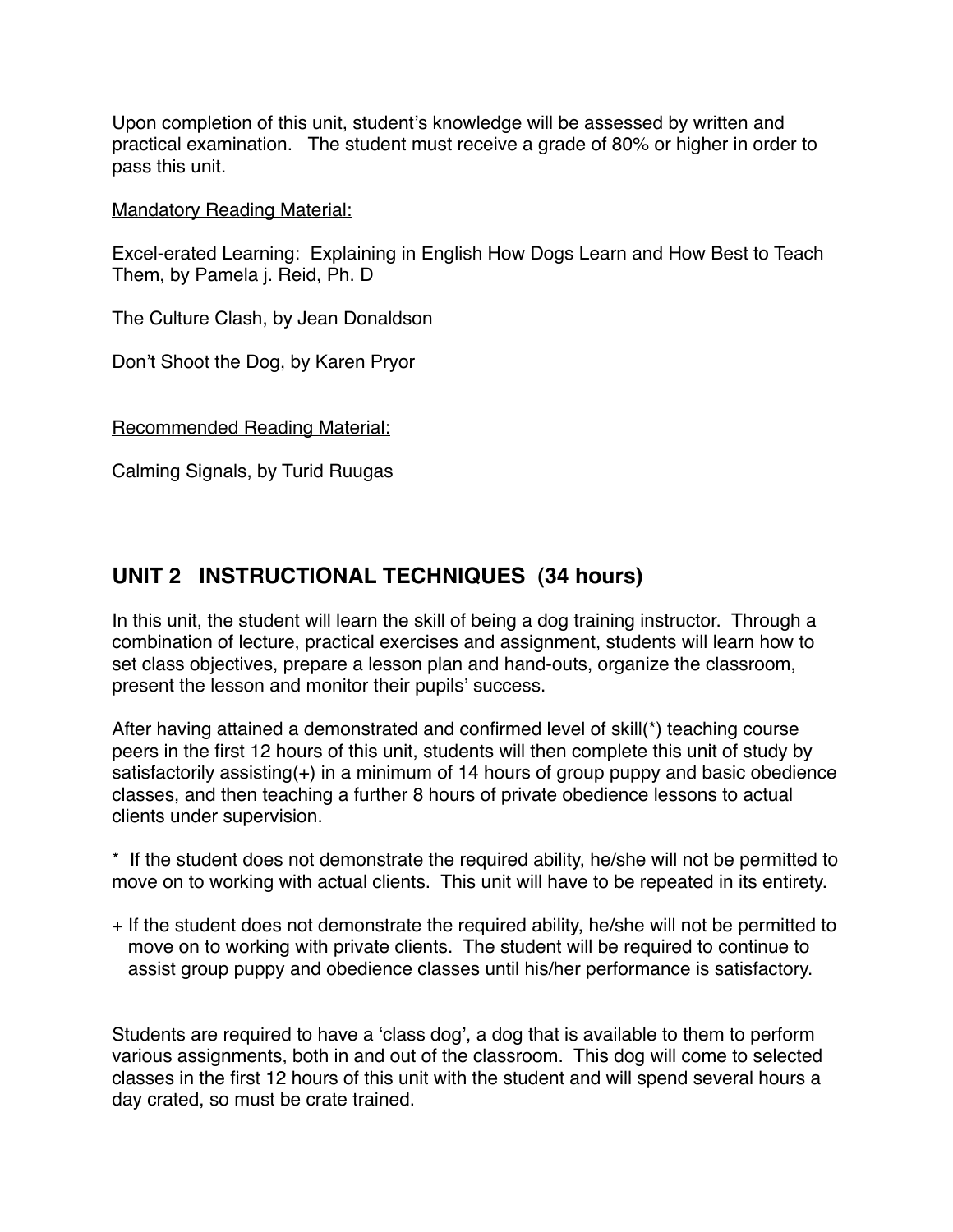Upon completion of this unit, student's knowledge will be assessed by written and practical examination.   The student must receive a grade of 80% or higher in order to pass this unit.

Mandatory Reading Material:

Excel-erated Learning:  Explaining in English How Dogs Learn and How Best to Teach Them, by Pamela j. Reid, Ph. D

The Culture Clash, by Jean Donaldson

Don't Shoot the Dog, by Karen Pryor

Recommended Reading Material:

Calming Signals, by Turid Ruugas

## UNIT 2   INSTRUCTIONAL TECHNIQUES  (34 hours)

In this unit, the student will learn the skill of being a dog training instructor.  Through a combination of lecture, practical exercises and assignment, students will learn how to set class objectives, prepare a lesson plan and hand-outs, organize the classroom, present the lesson and monitor their pupils' success.

After having attained a demonstrated and confirmed level of skill(*) teaching course peers in the first 12 hours of this unit, students will then complete this unit of study by satisfactorily assisting(+) in a minimum of 14 hours of group puppy and basic obedience classes, and then teaching a further 8 hours of private obedience lessons to actual clients under supervision.

*  If the student does not demonstrate the required ability, he/she will not be permitted to move on to working with actual clients.  This unit will have to be repeated in its entirety.

+ If the student does not demonstrate the required ability, he/she will not be permitted to move on to working with private clients.  The student will be required to continue to assist group puppy and obedience classes until his/her performance is satisfactory.

Students are required to have a 'class dog', a dog that is available to them to perform various assignments, both in and out of the classroom.  This dog will come to selected classes in the first 12 hours of this unit with the student and will spend several hours a day crated, so must be crate trained.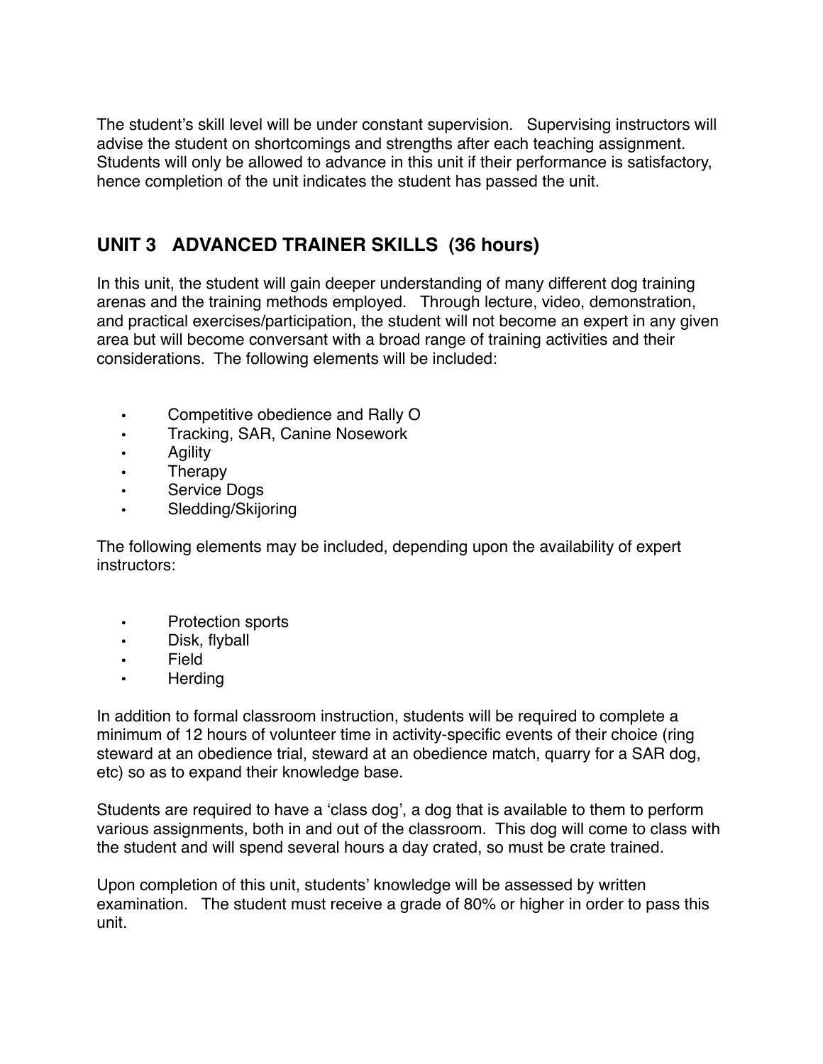The student's skill level will be under constant supervision. Supervising instructors will advise the student on shortcomings and strengths after each teaching assignment. Students will only be allowed to advance in this unit if their performance is satisfactory, hence completion of the unit indicates the student has passed the unit.

## UNIT 3 ADVANCED TRAINER SKILLS (36 hours)

In this unit, the student will gain deeper understanding of many different dog training arenas and the training methods employed. Through lecture, video, demonstration, and practical exercises/participation, the student will not become an expert in any given area but will become conversant with a broad range of training activities and their considerations. The following elements will be included:

- Competitive obedience and Rally O
- Tracking, SAR, Canine Nosework
- Agility
- Therapy
- Service Dogs
- Sledding/Skijoring

The following elements may be included, depending upon the availability of expert instructors:

- Protection sports
- Disk, flyball
- Field
- Herding

In addition to formal classroom instruction, students will be required to complete a minimum of 12 hours of volunteer time in activity-specific events of their choice (ring steward at an obedience trial, steward at an obedience match, quarry for a SAR dog, etc) so as to expand their knowledge base.

Students are required to have a 'class dog', a dog that is available to them to perform various assignments, both in and out of the classroom. This dog will come to class with the student and will spend several hours a day crated, so must be crate trained.

Upon completion of this unit, students' knowledge will be assessed by written examination. The student must receive a grade of 80% or higher in order to pass this unit.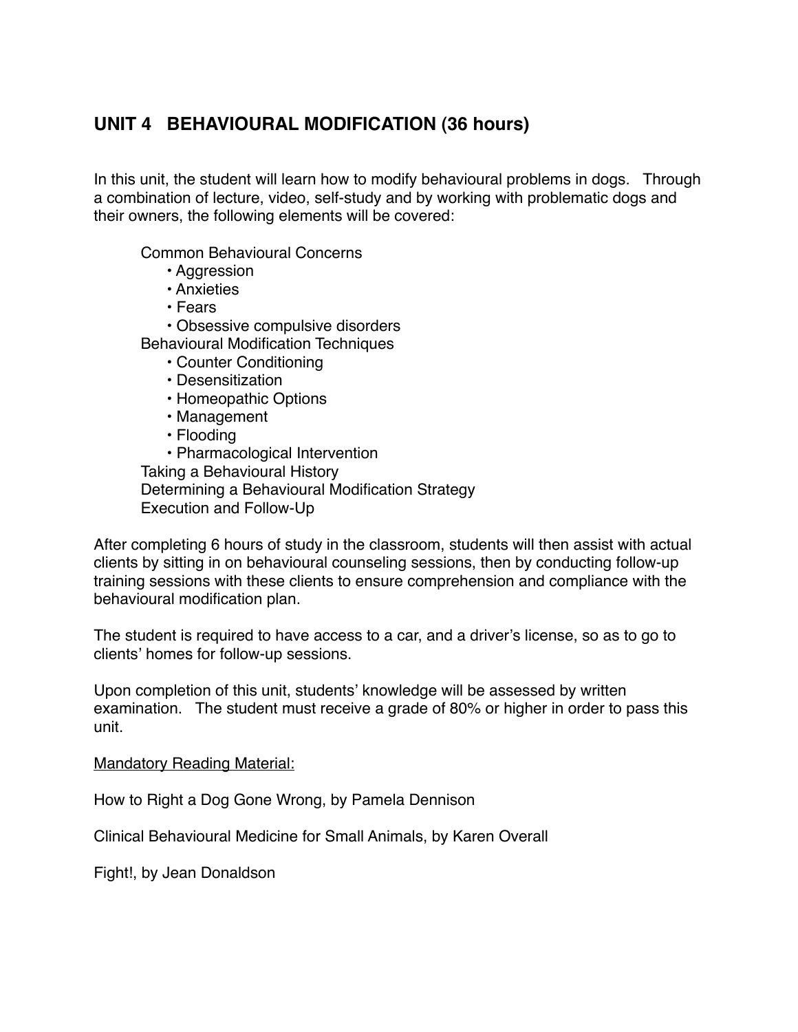## UNIT 4 BEHAVIOURAL MODIFICATION (36 hours)

In this unit, the student will learn how to modify behavioural problems in dogs. Through a combination of lecture, video, self-study and by working with problematic dogs and their owners, the following elements will be covered:

Common Behavioural Concerns

- Aggression
- Anxieties
- Fears
- Obsessive compulsive disorders

Behavioural Modification Techniques

- Counter Conditioning
- Desensitization
- Homeopathic Options
- Management
- Flooding
- Pharmacological Intervention

Taking a Behavioural History

Determining a Behavioural Modification Strategy

Execution and Follow-Up

After completing 6 hours of study in the classroom, students will then assist with actual clients by sitting in on behavioural counseling sessions, then by conducting follow-up training sessions with these clients to ensure comprehension and compliance with the behavioural modification plan.

The student is required to have access to a car, and a driver's license, so as to go to clients' homes for follow-up sessions.

Upon completion of this unit, students' knowledge will be assessed by written examination. The student must receive a grade of 80% or higher in order to pass this unit.

<u>Mandatory Reading Material:</u>

How to Right a Dog Gone Wrong, by Pamela Dennison

Clinical Behavioural Medicine for Small Animals, by Karen Overall

Fight!, by Jean Donaldson